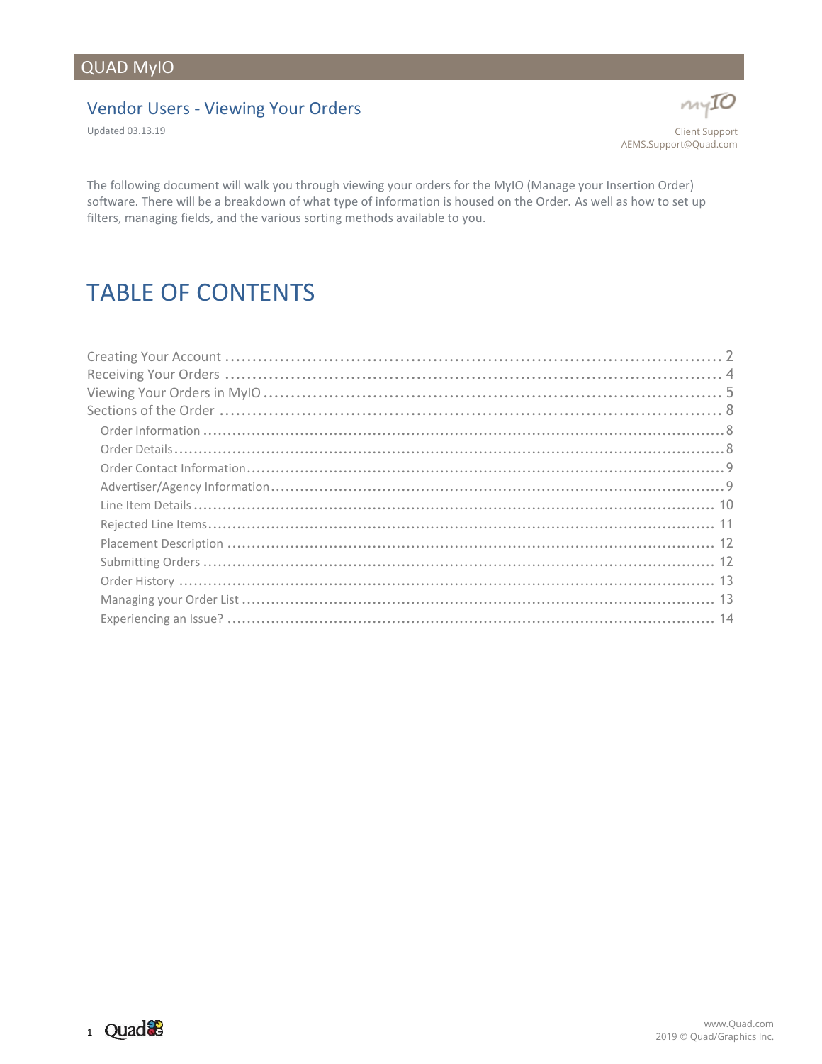QUAD MyIO

# Vendor Users - Viewing Your Orders

Updated 03.13.19

Client Support
AEMS.Support@Quad.com

The following document will walk you through viewing your orders for the MyIO (Manage your Insertion Order) software. There will be a breakdown of what type of information is housed on the Order. As well as how to set up filters, managing fields, and the various sorting methods available to you.

## TABLE OF CONTENTS

- Creating Your Account ........ 2
- Receiving Your Orders ........ 4
- Viewing Your Orders in MyIO ........ 5
- Sections of the Order ........ 8
  - Order Information ........ 8
  - Order Details ........ 8
  - Order Contact Information ........ 9
  - Advertiser/Agency Information ........ 9
  - Line Item Details ........ 10
  - Rejected Line Items ........ 11
  - Placement Description ........ 12
  - Submitting Orders ........ 12
  - Order History ........ 13
  - Managing your Order List ........ 13
  - Experiencing an Issue? ........ 14

www.Quad.com
2019 © Quad/Graphics Inc.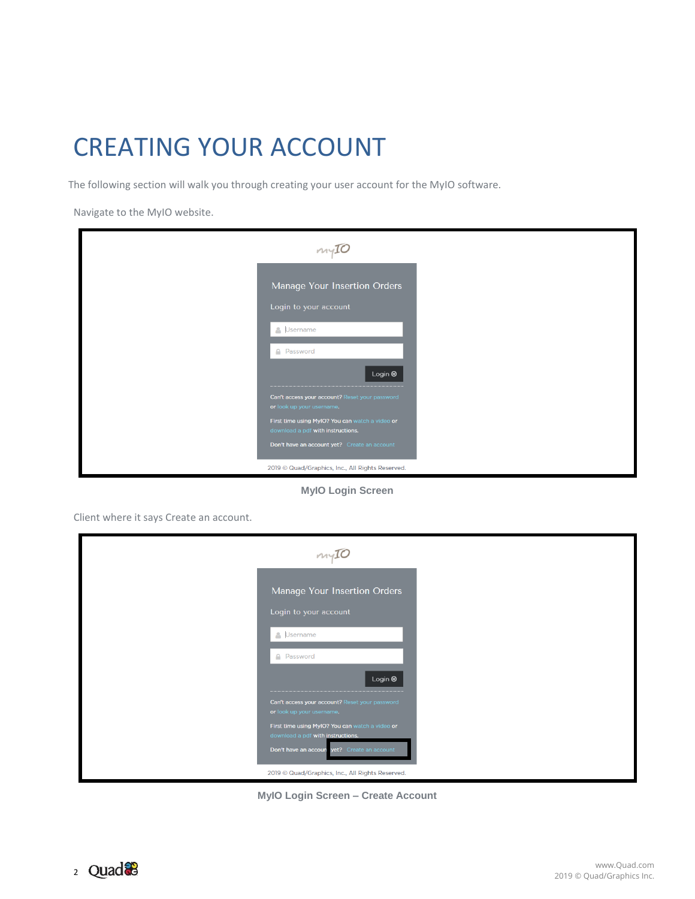# CREATING YOUR ACCOUNT

The following section will walk you through creating your user account for the MyIO software.

Navigate to the MyIO website.

**MyIO Login Screen**

Client where it says Create an account.

**MyIO Login Screen – Create Account**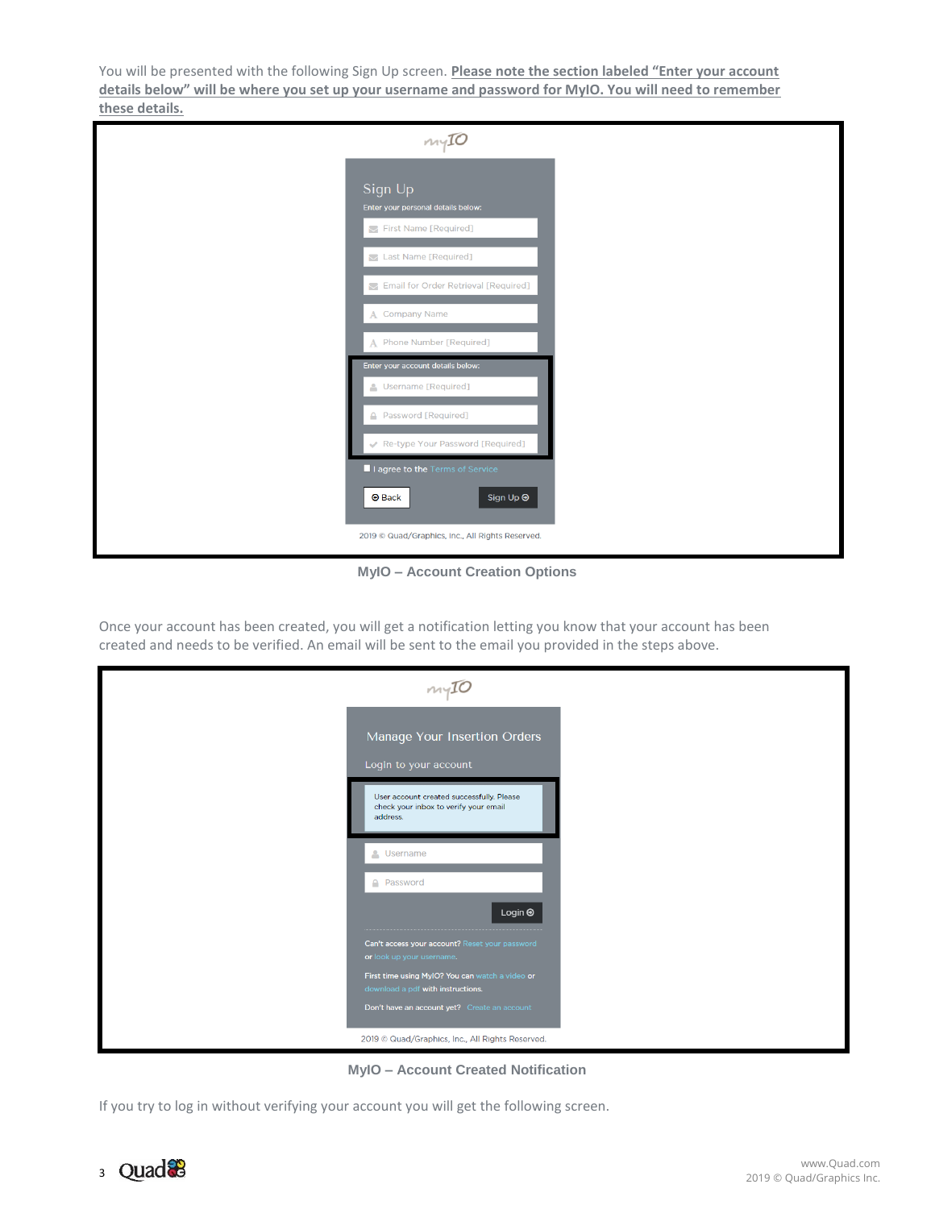You will be presented with the following Sign Up screen. **Please note the section labeled "Enter your account details below" will be where you set up your username and password for MyIO. You will need to remember these details.**

**MyIO – Account Creation Options**

Once your account has been created, you will get a notification letting you know that your account has been created and needs to be verified. An email will be sent to the email you provided in the steps above.

**MyIO – Account Created Notification**

If you try to log in without verifying your account you will get the following screen.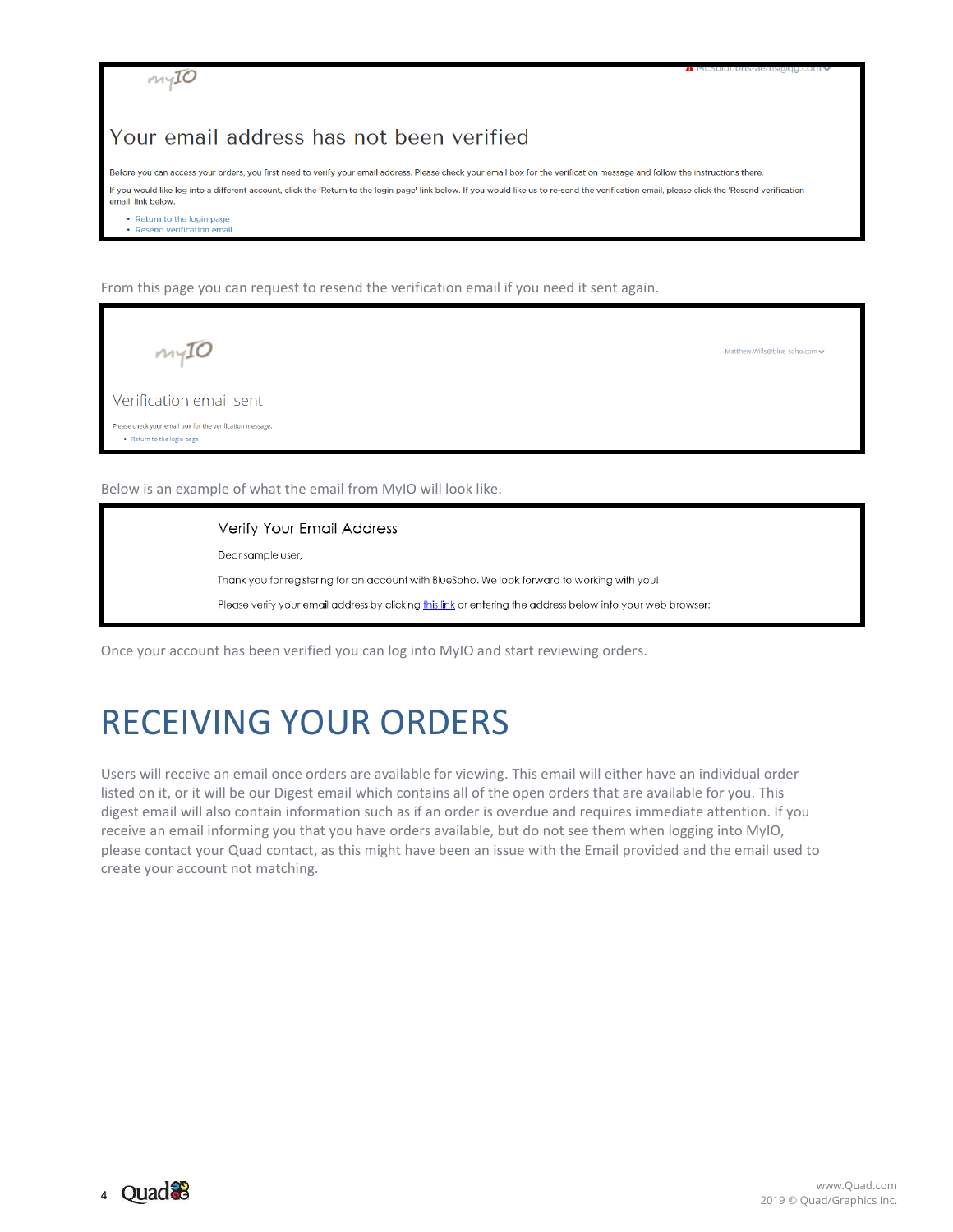myIO

Your email address has not been verified

Before you can access your orders, you first need to verify your email address. Please check your email box for the verification message and follow the instructions there.

If you would like log into a different account, click the 'Return to the login page' link below. If you would like us to re-send the verification email, please click the 'Resend verification email' link below.

- Return to the login page
- Resend verification email

From this page you can request to resend the verification email if you need it sent again.

myIO

Verification email sent

Please check your email box for the verification message.

- Return to the login page

Below is an example of what the email from MyIO will look like.

Verify Your Email Address

Dear sample user,

Thank you for registering for an account with BlueSoho. We look forward to working with you!

Please verify your email address by clicking this link or entering the address below into your web browser:

Once your account has been verified you can log into MyIO and start reviewing orders.

# RECEIVING YOUR ORDERS

Users will receive an email once orders are available for viewing. This email will either have an individual order listed on it, or it will be our Digest email which contains all of the open orders that are available for you. This digest email will also contain information such as if an order is overdue and requires immediate attention. If you receive an email informing you that you have orders available, but do not see them when logging into MyIO, please contact your Quad contact, as this might have been an issue with the Email provided and the email used to create your account not matching.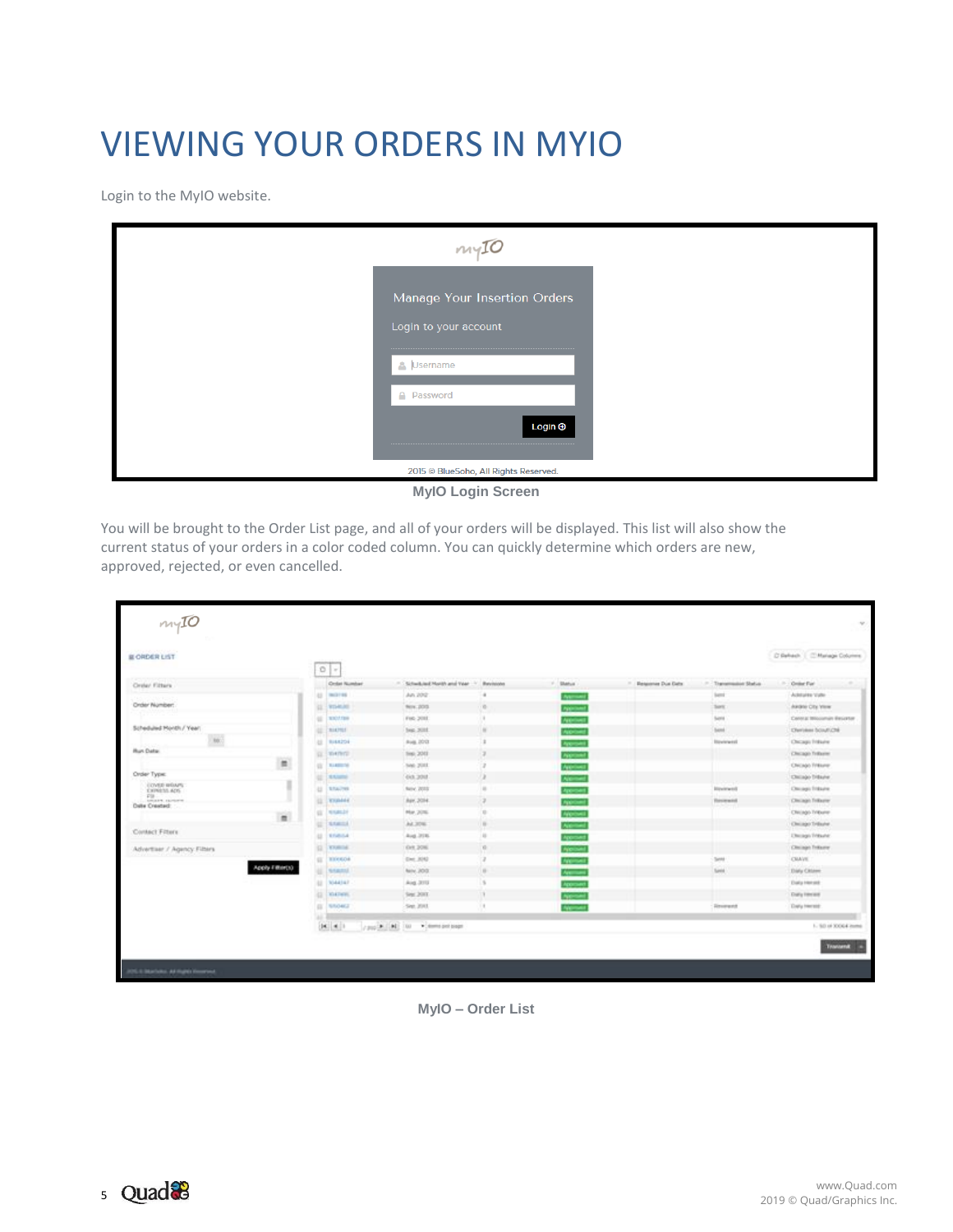# VIEWING YOUR ORDERS IN MYIO

Login to the MyIO website.

**MyIO Login Screen**

You will be brought to the Order List page, and all of your orders will be displayed. This list will also show the current status of your orders in a color coded column. You can quickly determine which orders are new, approved, rejected, or even cancelled.

**MyIO – Order List**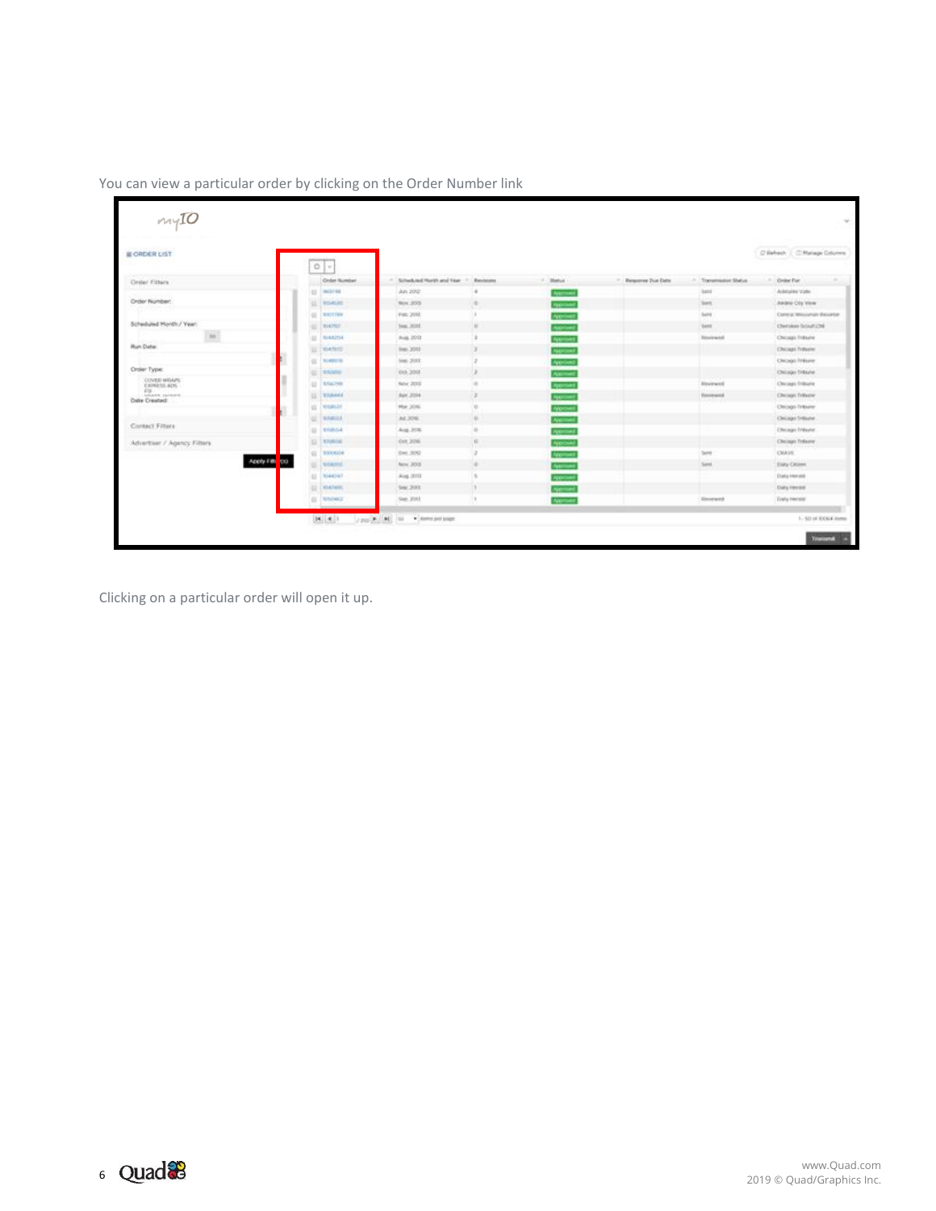You can view a particular order by clicking on the Order Number link

Clicking on a particular order will open it up.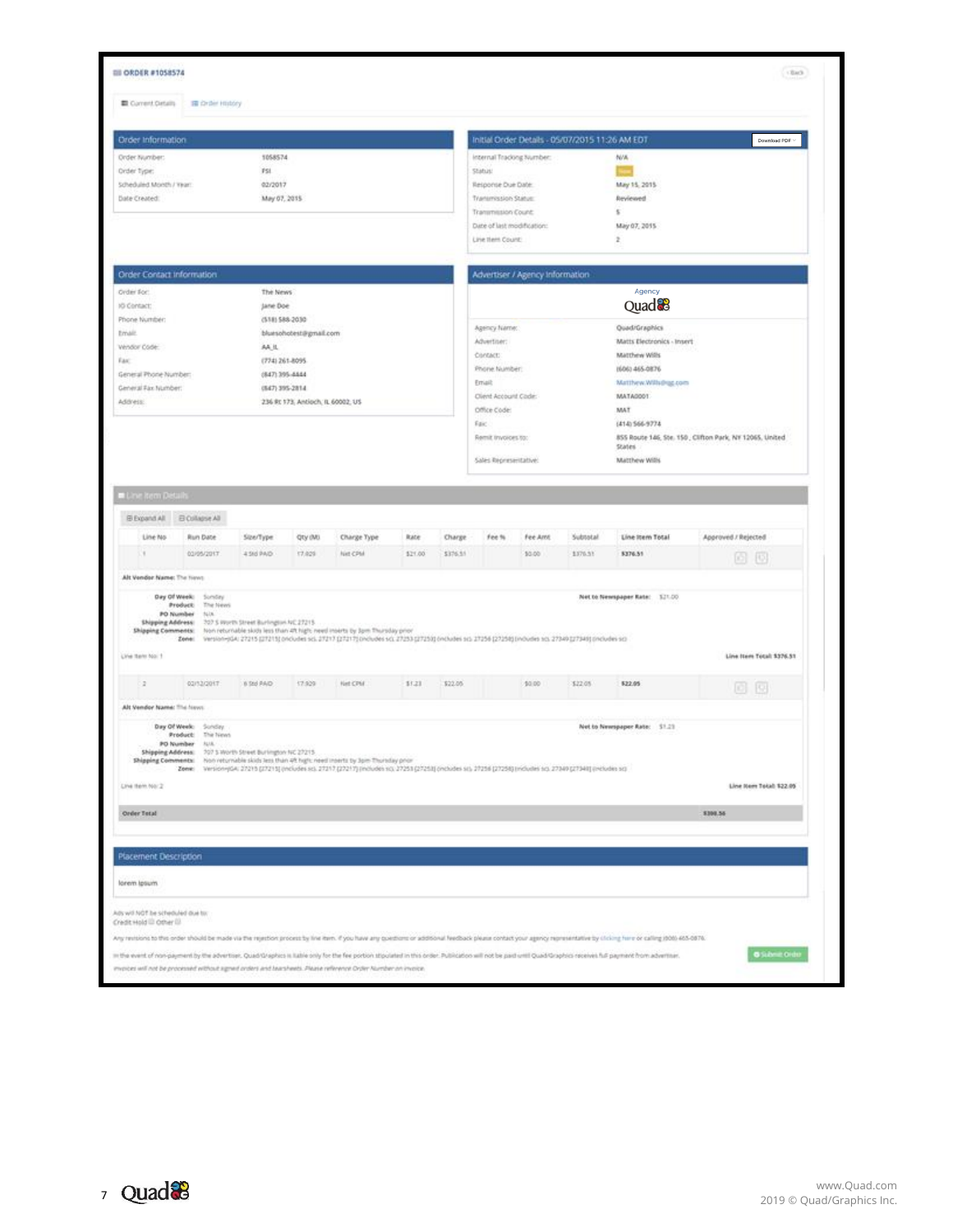# ORDER #1058574

Current Details | Order History

## Order Information

| | |
|---|---|
| Order Number: | 1058574 |
| Order Type: | FSI |
| Scheduled Month / Year: | 02/2017 |
| Date Created: | May 07, 2015 |

## Initial Order Details - 05/07/2015 11:26 AM EDT

Download PDF

| | |
|---|---|
| Internal Tracking Number: | N/A |
| Status: | New |
| Response Due Date: | May 15, 2015 |
| Transmission Status: | Reviewed |
| Transmission Count: | 5 |
| Date of last modification: | May 07, 2015 |
| Line Item Count: | 2 |

## Order Contact Information

| | |
|---|---|
| Order For: | The News |
| IO Contact: | Jane Doe |
| Phone Number: | (518) 588-2030 |
| Email: | bluesohotest@gmail.com |
| Vendor Code: | AA_IL |
| Fax: | (774) 261-8095 |
| General Phone Number: | (847) 395-4444 |
| General Fax Number: | (847) 395-2814 |
| Address: | 236 Rt 173, Antioch, IL 60002, US |

## Advertiser / Agency Information

Agency

Quad

| | |
|---|---|
| Agency Name: | Quad/Graphics |
| Advertiser: | Matts Electronics - Insert |
| Contact: | Matthew Wills |
| Phone Number: | (606) 465-0876 |
| Email: | Matthew.Wills@qg.com |
| Client Account Code: | MATA0001 |
| Office Code: | MAT |
| Fax: | (414) 566-9774 |
| Remit Invoices to: | 855 Route 146, Ste. 150 , Clifton Park, NY 12065, United States |
| Sales Representative: | Matthew Wills |

## Line Item Details

Expand All | Collapse All

| Line No | Run Date | Size/Type | Qty (M) | Charge Type | Rate | Charge | Fee % | Fee Amt | Subtotal | Line Item Total | Approved / Rejected |
|---|---|---|---|---|---|---|---|---|---|---|---|
| 1 | 02/05/2017 | 4 Std PAID | 17.929 | Net CPM | $21.00 | $376.51 | | $0.00 | $376.51 | $376.51 | |

**Alt Vendor Name:** The News

**Day Of Week:** Sunday
**Product:** The News
**PO Number:** N/A
**Shipping Address:** 707 S Worth Street Burlington NC 27215
**Shipping Comments:** Non returnable skids less than 4ft high; need inserts by 3pm Thursday prior
**Zone:** Version=JGA: 27215 [27215] (includes sc), 27217 [27217] (includes sc), 27253 [27253] (includes sc), 27258 [27258] (includes sc), 27349 [27349] (includes sc)

**Net to Newspaper Rate:** $21.00

Line Item No: 1 — **Line Item Total: $376.51**

| Line No | Run Date | Size/Type | Qty (M) | Charge Type | Rate | Charge | Fee % | Fee Amt | Subtotal | Line Item Total | Approved / Rejected |
|---|---|---|---|---|---|---|---|---|---|---|---|
| 2 | 02/12/2017 | 6 Std PAID | 17.929 | Net CPM | $1.23 | $22.05 | | $0.00 | $22.05 | $22.05 | |

**Alt Vendor Name:** The News

**Day Of Week:** Sunday
**Product:** The News
**PO Number:** N/A
**Shipping Address:** 707 S Worth Street Burlington NC 27215
**Shipping Comments:** Non returnable skids less than 4ft high; need inserts by 3pm Thursday prior
**Zone:** Version=JGA: 27215 [27215] (includes sc), 27217 [27217] (includes sc), 27253 [27253] (includes sc), 27258 [27258] (includes sc), 27349 [27349] (includes sc)

**Net to Newspaper Rate:** $1.23

Line Item No: 2 — **Line Item Total: $22.05**

**Order Total** — **$398.56**

## Placement Description

lorem ipsum

Ads will NOT be scheduled due to:
Credit Hold ☐ Other ☐

Any revisions to this order should be made via the rejection process by line item. If you have any questions or additional feedback please contact your agency representative by clicking here or calling (606) 465-0876.

In the event of non-payment by the advertiser, Quad/Graphics is liable only for the fee portion stipulated in this order. Publication will not be paid until Quad/Graphics receives full payment from advertiser.

*Invoices will not be processed without signed orders and tearsheets. Please reference Order Number on invoice.*

Submit Order

www.Quad.com
2019 © Quad/Graphics Inc.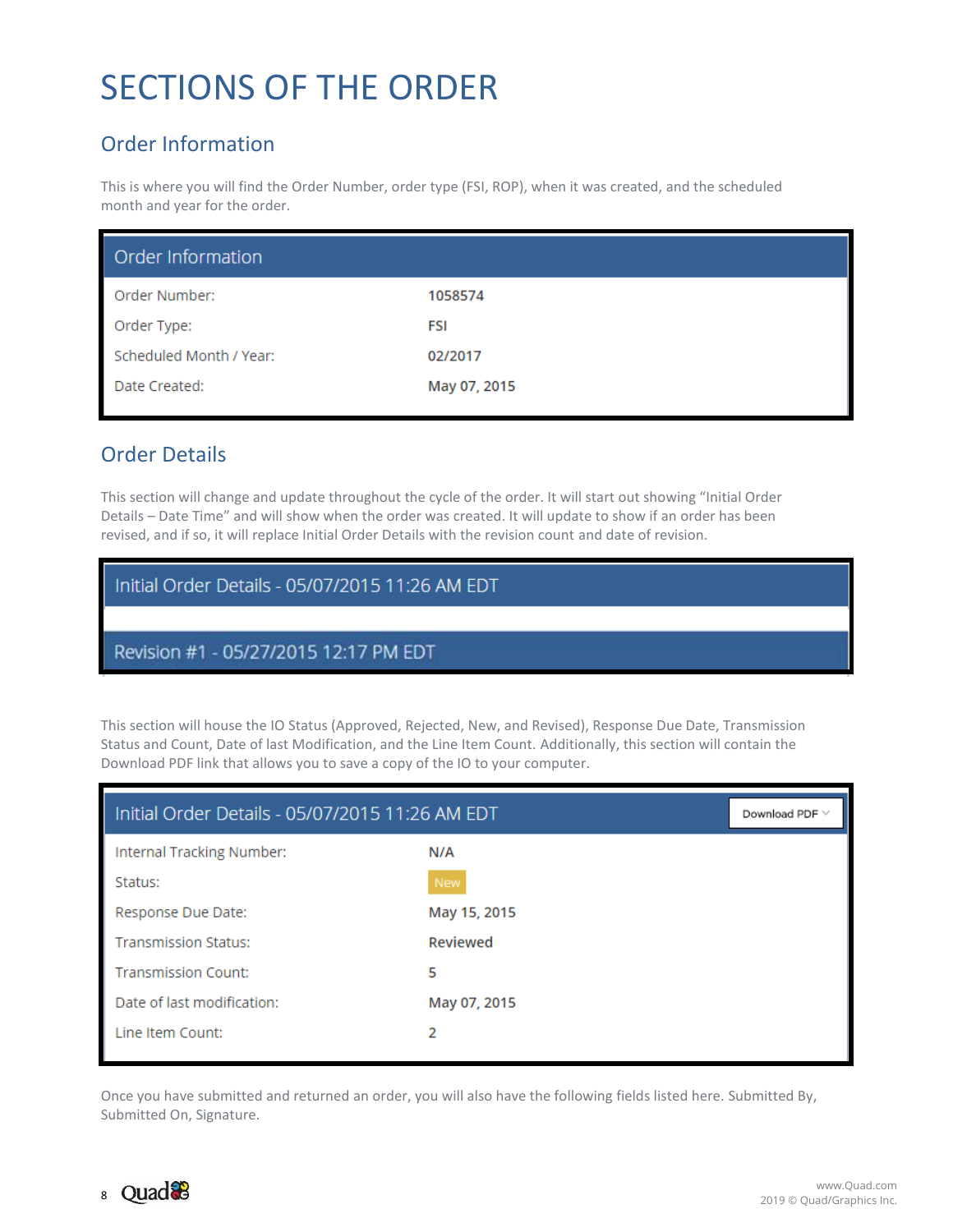# SECTIONS OF THE ORDER

## Order Information

This is where you will find the Order Number, order type (FSI, ROP), when it was created, and the scheduled month and year for the order.

| Order Information | |
|---|---|
| Order Number: | 1058574 |
| Order Type: | FSI |
| Scheduled Month / Year: | 02/2017 |
| Date Created: | May 07, 2015 |

## Order Details

This section will change and update throughout the cycle of the order. It will start out showing "Initial Order Details – Date Time" and will show when the order was created. It will update to show if an order has been revised, and if so, it will replace Initial Order Details with the revision count and date of revision.

Initial Order Details - 05/07/2015 11:26 AM EDT

Revision #1 - 05/27/2015 12:17 PM EDT

This section will house the IO Status (Approved, Rejected, New, and Revised), Response Due Date, Transmission Status and Count, Date of last Modification, and the Line Item Count. Additionally, this section will contain the Download PDF link that allows you to save a copy of the IO to your computer.

| Initial Order Details - 05/07/2015 11:26 AM EDT | Download PDF |
|---|---|
| Internal Tracking Number: | N/A |
| Status: | New |
| Response Due Date: | May 15, 2015 |
| Transmission Status: | Reviewed |
| Transmission Count: | 5 |
| Date of last modification: | May 07, 2015 |
| Line Item Count: | 2 |

Once you have submitted and returned an order, you will also have the following fields listed here. Submitted By, Submitted On, Signature.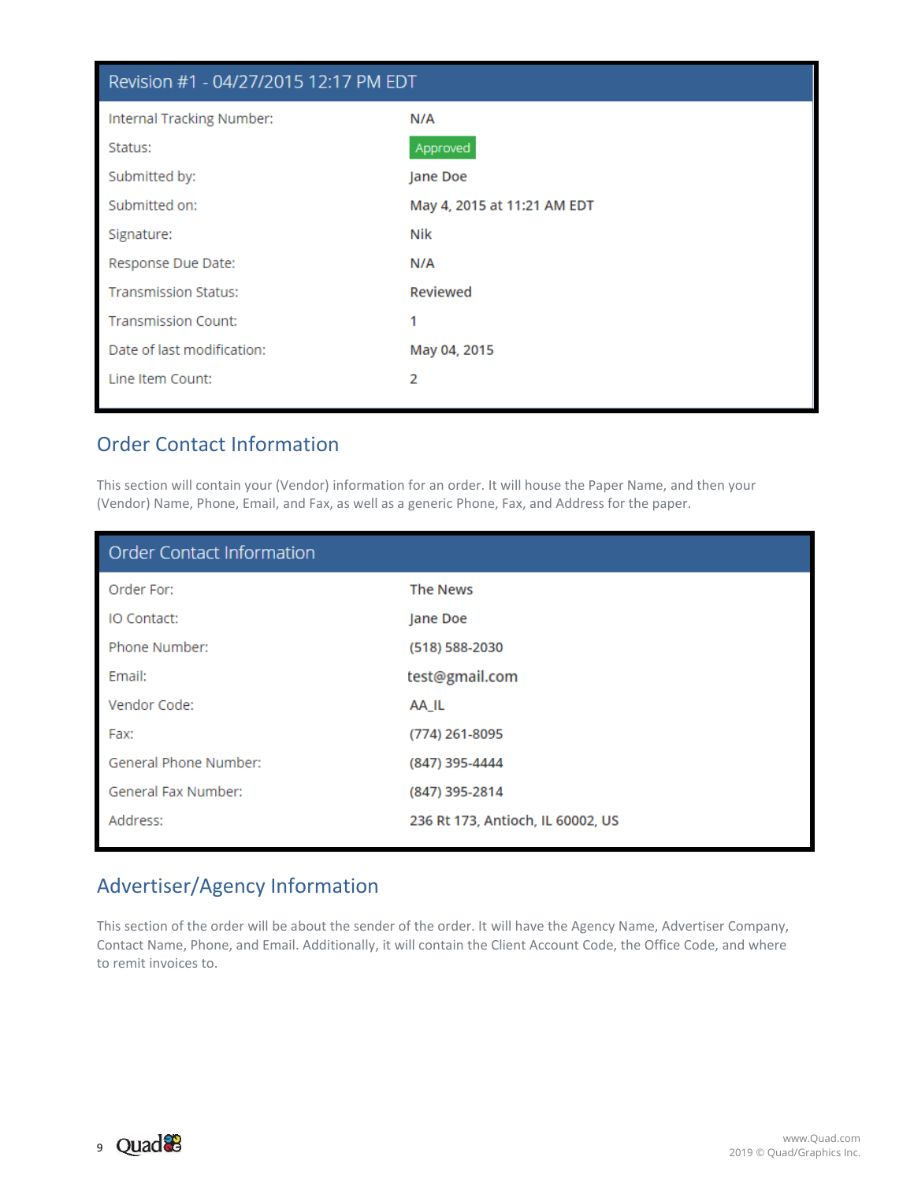| Revision #1 - 04/27/2015 12:17 PM EDT | |
|---|---|
| Internal Tracking Number: | N/A |
| Status: | Approved |
| Submitted by: | Jane Doe |
| Submitted on: | May 4, 2015 at 11:21 AM EDT |
| Signature: | Nik |
| Response Due Date: | N/A |
| Transmission Status: | Reviewed |
| Transmission Count: | 1 |
| Date of last modification: | May 04, 2015 |
| Line Item Count: | 2 |

## Order Contact Information

This section will contain your (Vendor) information for an order. It will house the Paper Name, and then your (Vendor) Name, Phone, Email, and Fax, as well as a generic Phone, Fax, and Address for the paper.

| Order Contact Information | |
|---|---|
| Order For: | The News |
| IO Contact: | Jane Doe |
| Phone Number: | (518) 588-2030 |
| Email: | test@gmail.com |
| Vendor Code: | AA_IL |
| Fax: | (774) 261-8095 |
| General Phone Number: | (847) 395-4444 |
| General Fax Number: | (847) 395-2814 |
| Address: | 236 Rt 173, Antioch, IL 60002, US |

## Advertiser/Agency Information

This section of the order will be about the sender of the order. It will have the Agency Name, Advertiser Company, Contact Name, Phone, and Email. Additionally, it will contain the Client Account Code, the Office Code, and where to remit invoices to.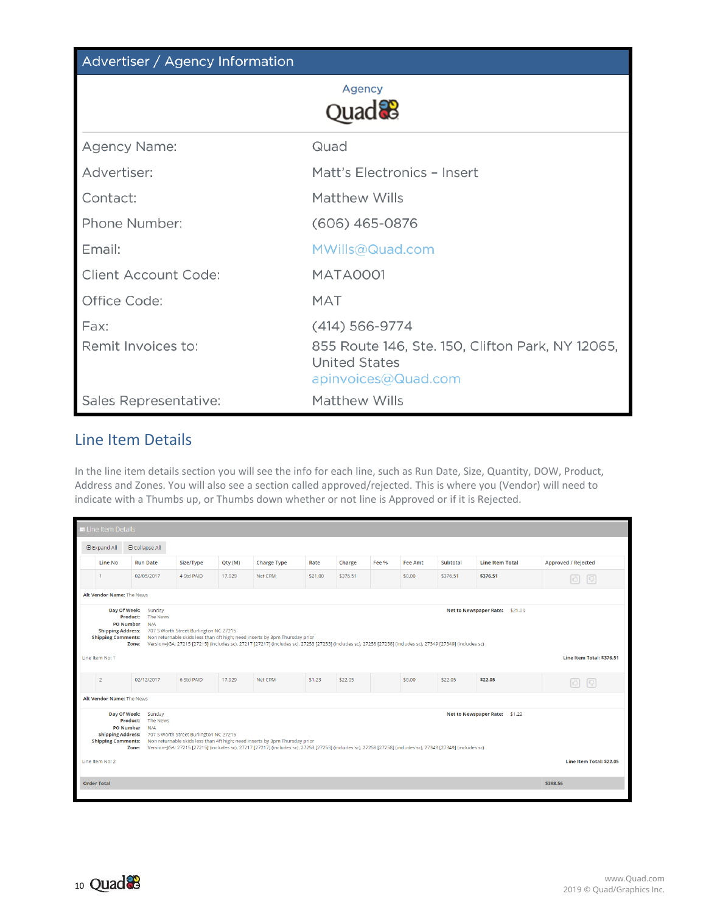## Advertiser / Agency Information

Agency

Quad

| | |
|---|---|
| Agency Name: | Quad |
| Advertiser: | Matt's Electronics – Insert |
| Contact: | Matthew Wills |
| Phone Number: | (606) 465-0876 |
| Email: | MWills@Quad.com |
| Client Account Code: | MATA0001 |
| Office Code: | MAT |
| Fax: | (414) 566-9774 |
| Remit Invoices to: | 855 Route 146, Ste. 150, Clifton Park, NY 12065, United States apinvoices@Quad.com |
| Sales Representative: | Matthew Wills |

## Line Item Details

In the line item details section you will see the info for each line, such as Run Date, Size, Quantity, DOW, Product, Address and Zones. You will also see a section called approved/rejected. This is where you (Vendor) will need to indicate with a Thumbs up, or Thumbs down whether or not line is Approved or if it is Rejected.

Line Item Details

⊞ Expand All ⊟ Collapse All

| Line No | Run Date | Size/Type | Qty (M) | Charge Type | Rate | Charge | Fee % | Fee Amt | Subtotal | Line Item Total | Approved / Rejected |
|---|---|---|---|---|---|---|---|---|---|---|---|
| 1 | 02/05/2017 | 4 Std PAID | 17.929 | Net CPM | $21.00 | $376.51 | | $0.00 | $376.51 | $376.51 | |

**Alt Vendor Name:** The News

**Day Of Week:** Sunday
**Product:** The News
**PO Number** N/A
**Shipping Address:** 707 S Worth Street Burlington NC 27215
**Shipping Comments:** Non returnable skids less than 4ft high; need inserts by 3pm Thursday prior
**Zone:** Version=JGA: 27215 [27215] (includes sc), 27217 [27217] (includes sc), 27253 [27253] (includes sc), 27258 [27258] (includes sc), 27349 [27349] (includes sc)

**Net to Newspaper Rate:** $21.00

Line Item No: 1 — **Line Item Total: $376.51**

| Line No | Run Date | Size/Type | Qty (M) | Charge Type | Rate | Charge | Fee % | Fee Amt | Subtotal | Line Item Total | Approved / Rejected |
|---|---|---|---|---|---|---|---|---|---|---|---|
| 2 | 02/12/2017 | 6 Std PAID | 17.929 | Net CPM | $1.23 | $22.05 | | $0.00 | $22.05 | $22.05 | |

**Alt Vendor Name:** The News

**Day Of Week:** Sunday
**Product:** The News
**PO Number** N/A
**Shipping Address:** 707 S Worth Street Burlington NC 27215
**Shipping Comments:** Non returnable skids less than 4ft high; need inserts by 3pm Thursday prior
**Zone:** Version=JGA: 27215 [27215] (includes sc), 27217 [27217] (includes sc), 27253 [27253] (includes sc), 27258 [27258] (includes sc), 27349 [27349] (includes sc)

**Net to Newspaper Rate:** $1.23

Line Item No: 2 — **Line Item Total: $22.05**

**Order Total** $398.56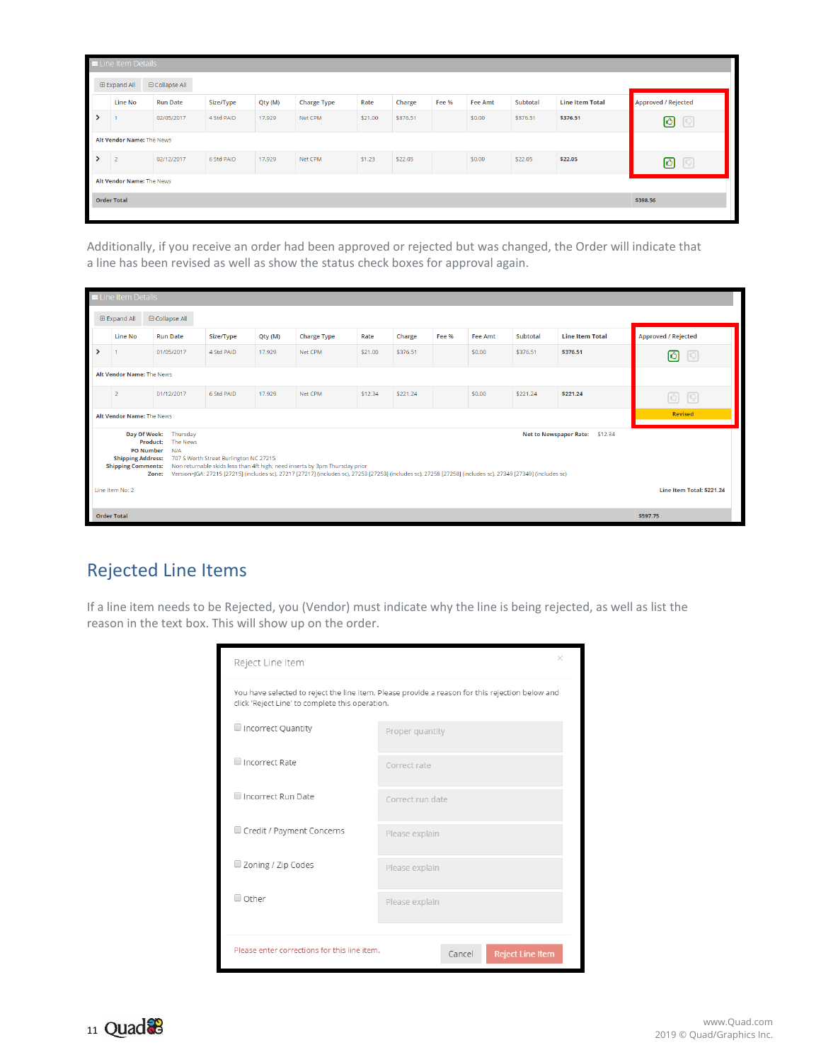**Line Item Details**

⊞ Expand All ⊟ Collapse All

| | Line No | Run Date | Size/Type | Qty (M) | Charge Type | Rate | Charge | Fee % | Fee Amt | Subtotal | Line Item Total | Approved / Rejected |
|---|---|---|---|---|---|---|---|---|---|---|---|---|
| > | 1 | 02/05/2017 | 4 Std PAID | 17.929 | Net CPM | $21.00 | $376.51 | | $0.00 | $376.51 | $376.51 | |
| Alt Vendor Name: The News | | | | | | | | | | | | |
| > | 2 | 02/12/2017 | 6 Std PAID | 17.929 | Net CPM | $1.23 | $22.05 | | $0.00 | $22.05 | $22.05 | |
| Alt Vendor Name: The News | | | | | | | | | | | | |
| Order Total | | | | | | | | | | | | $398.56 |

Additionally, if you receive an order had been approved or rejected but was changed, the Order will indicate that a line has been revised as well as show the status check boxes for approval again.

**Line Item Details**

⊞ Expand All ⊟ Collapse All

| | Line No | Run Date | Size/Type | Qty (M) | Charge Type | Rate | Charge | Fee % | Fee Amt | Subtotal | Line Item Total | Approved / Rejected |
|---|---|---|---|---|---|---|---|---|---|---|---|---|
| > | 1 | 01/05/2017 | 4 Std PAID | 17.929 | Net CPM | $21.00 | $376.51 | | $0.00 | $376.51 | $376.51 | |
| Alt Vendor Name: The News | | | | | | | | | | | | |
| | 2 | 01/12/2017 | 6 Std PAID | 17.929 | Net CPM | $12.34 | $221.24 | | $0.00 | $221.24 | $221.24 | Revised |
| Alt Vendor Name: The News | | | | | | | | | | | | |

**Day Of Week:** Thursday
**Product:** The News
**PO Number:** N/A
**Shipping Address:** 707 S Worth Street Burlington NC 27215
**Shipping Comments:** Non returnable skids less than 4ft high; need inserts by 3pm Thursday prior
**Zone:** Version~JGA: 27215 [27215] (includes sc), 27217 [27217] (includes sc), 27253 [27253] (includes sc), 27258 [27258] (includes sc), 27349 [27349] (includes sc)

**Net to Newspaper Rate:** $12.34

Line Item No: 2 — **Line Item Total: $221.24**

**Order Total** $597.75

## Rejected Line Items

If a line item needs to be Rejected, you (Vendor) must indicate why the line is being rejected, as well as list the reason in the text box. This will show up on the order.

**Reject Line Item**

You have selected to reject the line item. Please provide a reason for this rejection below and click 'Reject Line' to complete this operation.

| | |
|---|---|
| ☐ Incorrect Quantity | Proper quantity |
| ☐ Incorrect Rate | Correct rate |
| ☐ Incorrect Run Date | Correct run date |
| ☐ Credit / Payment Concerns | Please explain |
| ☐ Zoning / Zip Codes | Please explain |
| ☐ Other | Please explain |

Please enter corrections for this line item.

Cancel | Reject Line Item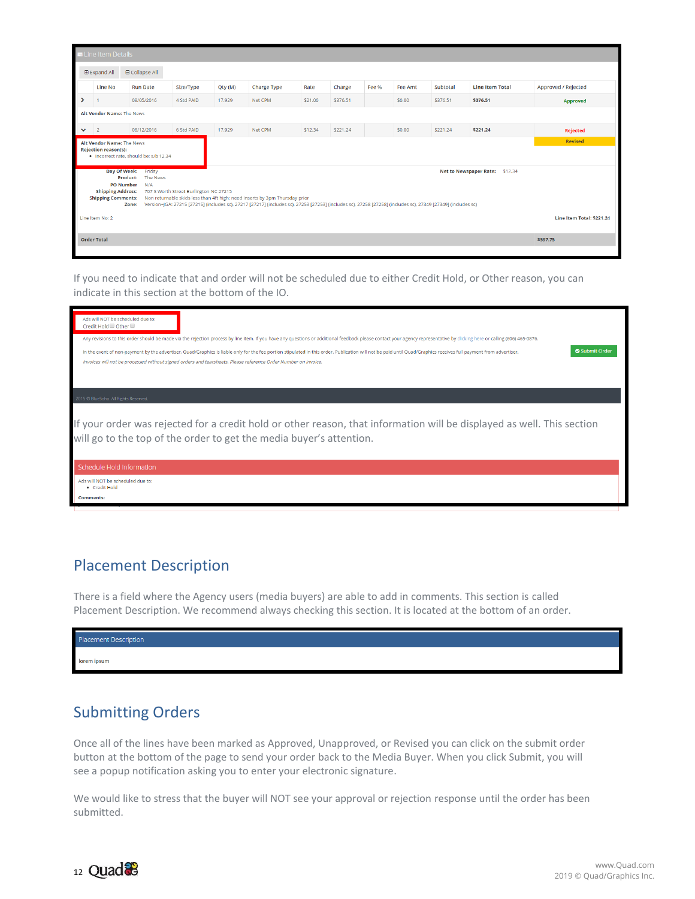Line Item Details

⊞ Expand All ⊟ Collapse All

| | Line No | Run Date | Size/Type | Qty (M) | Charge Type | Rate | Charge | Fee % | Fee Amt | Subtotal | Line Item Total | Approved / Rejected |
|---|---|---|---|---|---|---|---|---|---|---|---|---|
| > | 1 | 08/05/2016 | 4 Std PAID | 17.929 | Net CPM | $21.00 | $376.51 | | $0.00 | $376.51 | $376.51 | Approved |
| Alt Vendor Name: The News | | | | | | | | | | | | |
| v | 2 | 08/12/2016 | 6 Std PAID | 17.929 | Net CPM | $12.34 | $221.24 | | $0.00 | $221.24 | $221.24 | Rejected / Revised |

Alt Vendor Name: The News
Rejection reason(s):
- Incorrect rate, should be: s/b 12.34

Day Of Week: Friday
Product: The News
PO Number: N/A
Shipping Address: 707 S Worth Street Burlington NC 27215
Shipping Comments: Non returnable skids less than 4ft high; need inserts by 3pm Thursday prior
Zone: Version=[GA: 27215 [27215] (includes sc), 27217 [27217] (includes sc), 27253 [27253] (includes sc), 27258 [27258] (includes sc), 27349 [27349] (includes sc)

Net to Newspaper Rate: $12.34

Line Item No: 2 Line Item Total: $221.24

Order Total $597.75

If you need to indicate that and order will not be scheduled due to either Credit Hold, or Other reason, you can indicate in this section at the bottom of the IO.

Ads will NOT be scheduled due to:
Credit Hold ☐ Other ☐

Any revisions to this order should be made via the rejection process by line item. If you have any questions or additional feedback please contact your agency representative by clicking here or calling (606) 465-0876.

In the event of non-payment by the advertiser, Quad/Graphics is liable only for the fee portion stipulated in this order. Publication will not be paid until Quad/Graphics receives full payment from advertiser.

*Invoices will not be processed without signed orders and tearsheets. Please reference Order Number on invoice.*

Submit Order

2015 © BlueSoho. All Rights Reserved.

If your order was rejected for a credit hold or other reason, that information will be displayed as well. This section will go to the top of the order to get the media buyer's attention.

Schedule Hold Information

Ads will NOT be scheduled due to:
- Credit Hold

Comments:

## Placement Description

There is a field where the Agency users (media buyers) are able to add in comments. This section is called Placement Description. We recommend always checking this section. It is located at the bottom of an order.

Placement Description

lorem ipsum

## Submitting Orders

Once all of the lines have been marked as Approved, Unapproved, or Revised you can click on the submit order button at the bottom of the page to send your order back to the Media Buyer. When you click Submit, you will see a popup notification asking you to enter your electronic signature.

We would like to stress that the buyer will NOT see your approval or rejection response until the order has been submitted.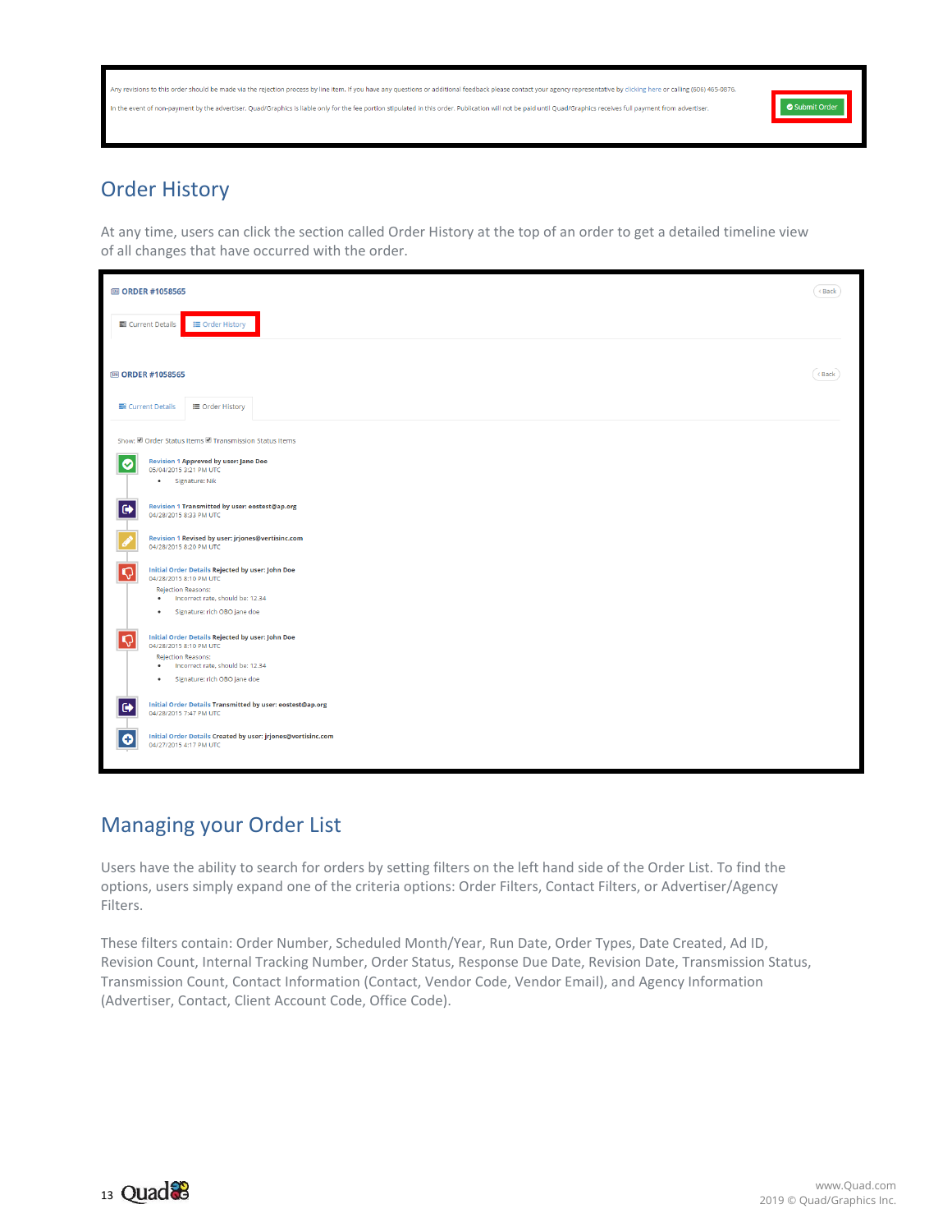## Order History

At any time, users can click the section called Order History at the top of an order to get a detailed timeline view of all changes that have occurred with the order.

## Managing your Order List

Users have the ability to search for orders by setting filters on the left hand side of the Order List. To find the options, users simply expand one of the criteria options: Order Filters, Contact Filters, or Advertiser/Agency Filters.

These filters contain: Order Number, Scheduled Month/Year, Run Date, Order Types, Date Created, Ad ID, Revision Count, Internal Tracking Number, Order Status, Response Due Date, Revision Date, Transmission Status, Transmission Count, Contact Information (Contact, Vendor Code, Vendor Email), and Agency Information (Advertiser, Contact, Client Account Code, Office Code).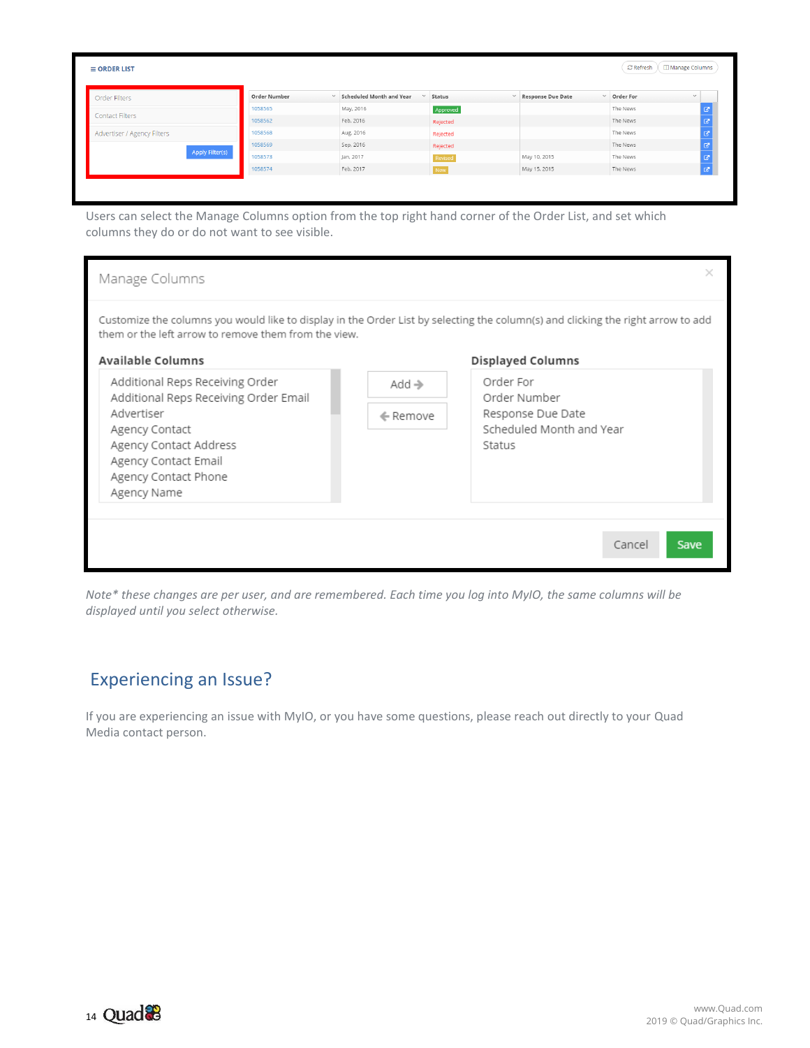≡ ORDER LIST

Refresh | Manage Columns

Order Filters
Contact Filters
Advertiser / Agency Filters
Apply Filter(s)

| Order Number | Scheduled Month and Year | Status | Response Due Date | Order For |
| --- | --- | --- | --- | --- |
| 1058565 | May, 2016 | Approved | | The News |
| 1058562 | Feb, 2016 | Rejected | | The News |
| 1058568 | Aug, 2016 | Rejected | | The News |
| 1058569 | Sep, 2016 | Rejected | | The News |
| 1058573 | Jan, 2017 | Revised | May 10, 2015 | The News |
| 1058574 | Feb, 2017 | New | May 15, 2015 | The News |

Users can select the Manage Columns option from the top right hand corner of the Order List, and set which columns they do or do not want to see visible.

Manage Columns

Customize the columns you would like to display in the Order List by selecting the column(s) and clicking the right arrow to add them or the left arrow to remove them from the view.

**Available Columns**

Additional Reps Receiving Order
Additional Reps Receiving Order Email
Advertiser
Agency Contact
Agency Contact Address
Agency Contact Email
Agency Contact Phone
Agency Name

Add →
← Remove

**Displayed Columns**

Order For
Order Number
Response Due Date
Scheduled Month and Year
Status

Cancel | Save

*Note* these changes are per user, and are remembered. Each time you log into MyIO, the same columns will be displayed until you select otherwise.*

## Experiencing an Issue?

If you are experiencing an issue with MyIO, or you have some questions, please reach out directly to your Quad Media contact person.